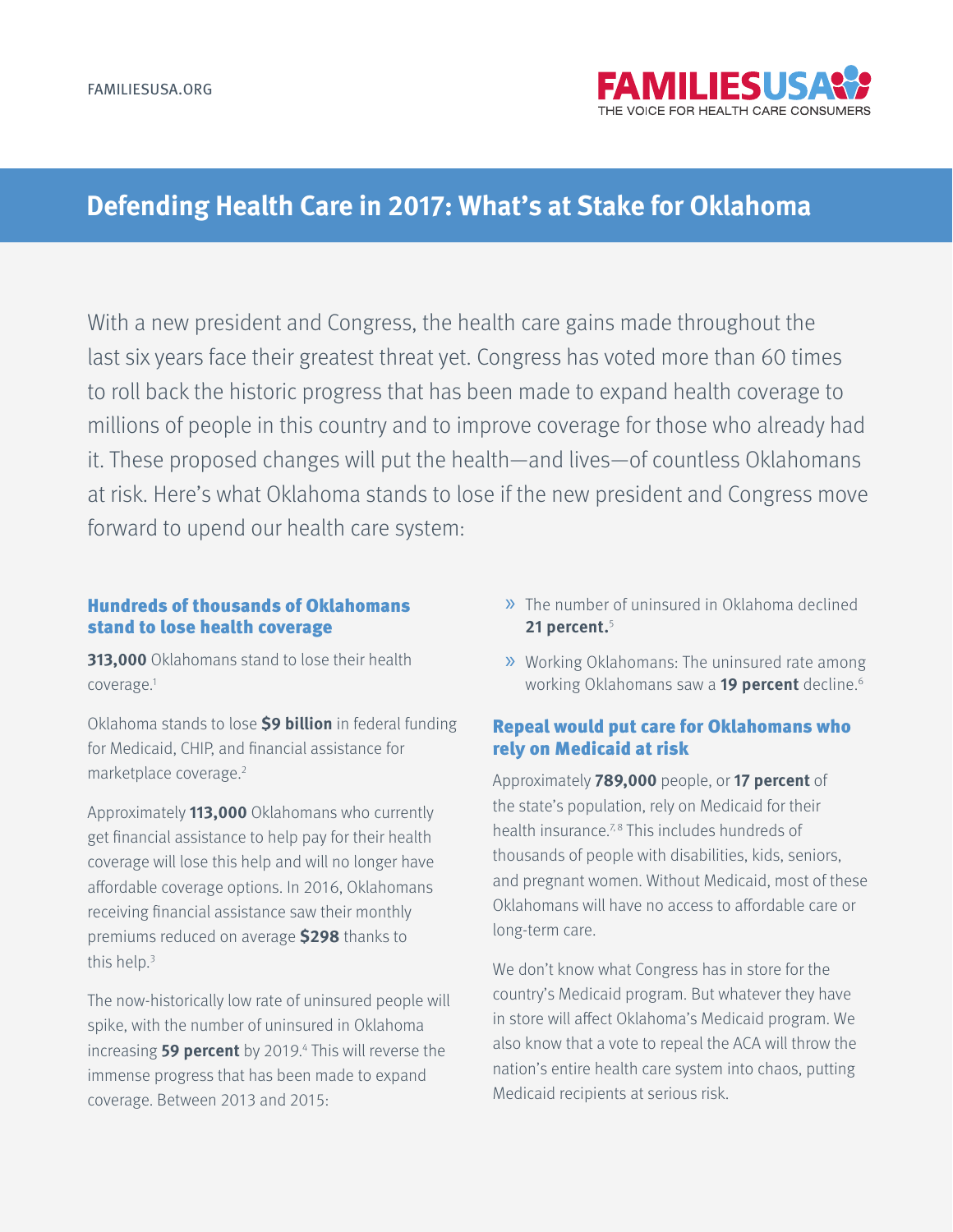# Defending Health Care in 2017: What's at Stake for Oklahoma

With a new president and Congress, the health care gains made throughout the last six years face their greatest threat yet. Congress has voted more than 60 times to roll back the historic progress that has been made to expand health coverage to millions of people in this country and to improve coverage for those who already had it. These proposed changes will put the health—and lives—of countless Oklahomans at risk. Here's what Oklahoma stands to lose if the new president and Congress move forward to upend our health care system:

## Hundreds of thousands of Oklahomans stand to lose health coverage

**313,000** Oklahomans stand to lose their health coverage.[1]

Oklahoma stands to lose **$9 billion** in federal funding for Medicaid, CHIP, and financial assistance for marketplace coverage.[2]

Approximately **113,000** Oklahomans who currently get financial assistance to help pay for their health coverage will lose this help and will no longer have affordable coverage options. In 2016, Oklahomans receiving financial assistance saw their monthly premiums reduced on average **$298** thanks to this help.[3]

The now-historically low rate of uninsured people will spike, with the number of uninsured in Oklahoma increasing **59 percent** by 2019.[4] This will reverse the immense progress that has been made to expand coverage. Between 2013 and 2015:

- The number of uninsured in Oklahoma declined **21 percent.**[5]
- Working Oklahomans: The uninsured rate among working Oklahomans saw a **19 percent** decline.[6]

## Repeal would put care for Oklahomans who rely on Medicaid at risk

Approximately **789,000** people, or **17 percent** of the state's population, rely on Medicaid for their health insurance.[7,8] This includes hundreds of thousands of people with disabilities, kids, seniors, and pregnant women. Without Medicaid, most of these Oklahomans will have no access to affordable care or long-term care.

We don't know what Congress has in store for the country's Medicaid program. But whatever they have in store will affect Oklahoma's Medicaid program. We also know that a vote to repeal the ACA will throw the nation's entire health care system into chaos, putting Medicaid recipients at serious risk.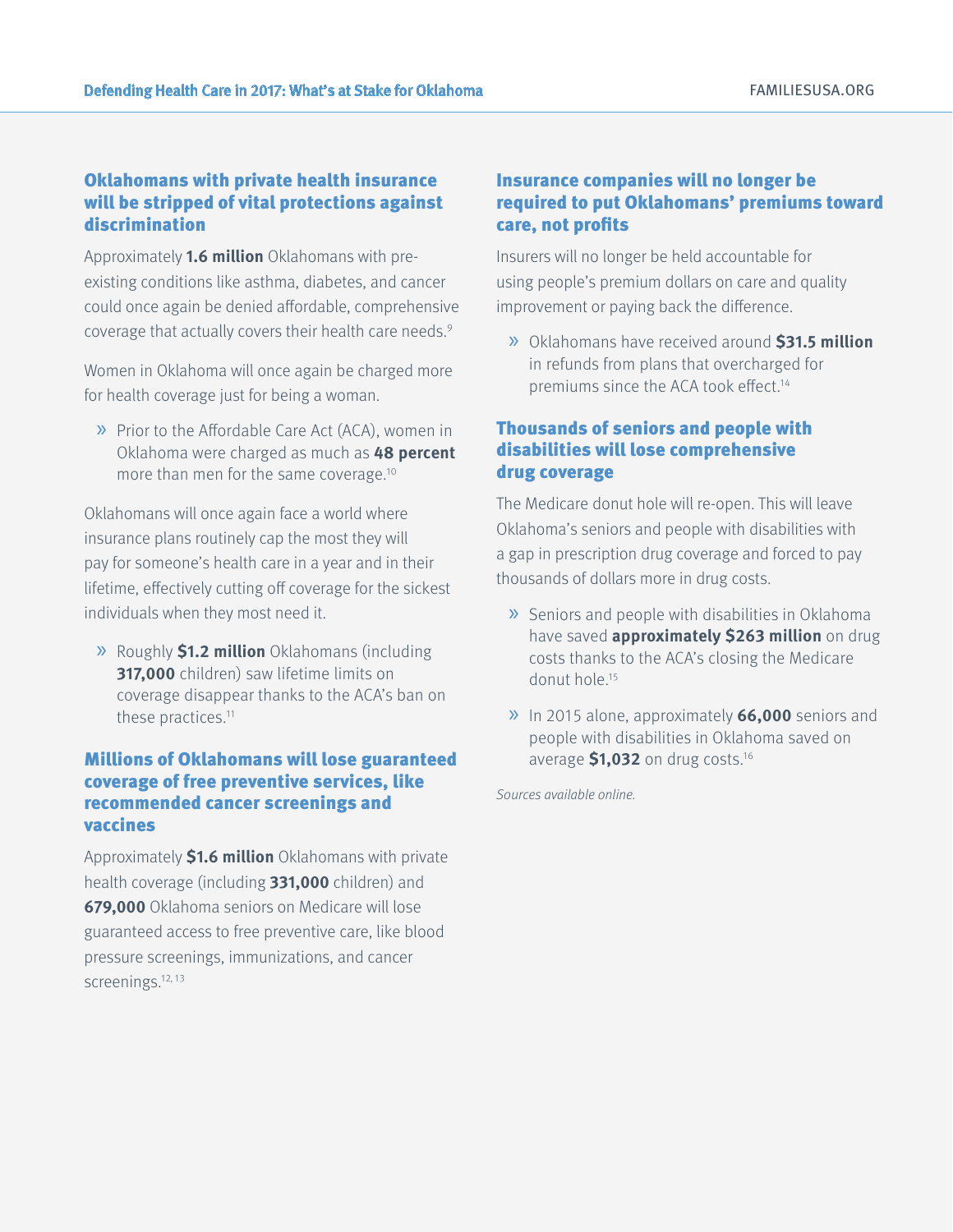## Oklahomans with private health insurance will be stripped of vital protections against discrimination

Approximately **1.6 million** Oklahomans with pre-existing conditions like asthma, diabetes, and cancer could once again be denied affordable, comprehensive coverage that actually covers their health care needs.[9]

Women in Oklahoma will once again be charged more for health coverage just for being a woman.

- Prior to the Affordable Care Act (ACA), women in Oklahoma were charged as much as **48 percent** more than men for the same coverage.[10]

Oklahomans will once again face a world where insurance plans routinely cap the most they will pay for someone's health care in a year and in their lifetime, effectively cutting off coverage for the sickest individuals when they most need it.

- Roughly **$1.2 million** Oklahomans (including **317,000** children) saw lifetime limits on coverage disappear thanks to the ACA's ban on these practices.[11]

## Millions of Oklahomans will lose guaranteed coverage of free preventive services, like recommended cancer screenings and vaccines

Approximately **$1.6 million** Oklahomans with private health coverage (including **331,000** children) and **679,000** Oklahoma seniors on Medicare will lose guaranteed access to free preventive care, like blood pressure screenings, immunizations, and cancer screenings.[12, 13]

## Insurance companies will no longer be required to put Oklahomans' premiums toward care, not profits

Insurers will no longer be held accountable for using people's premium dollars on care and quality improvement or paying back the difference.

- Oklahomans have received around **$31.5 million** in refunds from plans that overcharged for premiums since the ACA took effect.[14]

## Thousands of seniors and people with disabilities will lose comprehensive drug coverage

The Medicare donut hole will re-open. This will leave Oklahoma's seniors and people with disabilities with a gap in prescription drug coverage and forced to pay thousands of dollars more in drug costs.

- Seniors and people with disabilities in Oklahoma have saved **approximately $263 million** on drug costs thanks to the ACA's closing the Medicare donut hole.[15]
- In 2015 alone, approximately **66,000** seniors and people with disabilities in Oklahoma saved on average **$1,032** on drug costs.[16]

*Sources available online.*